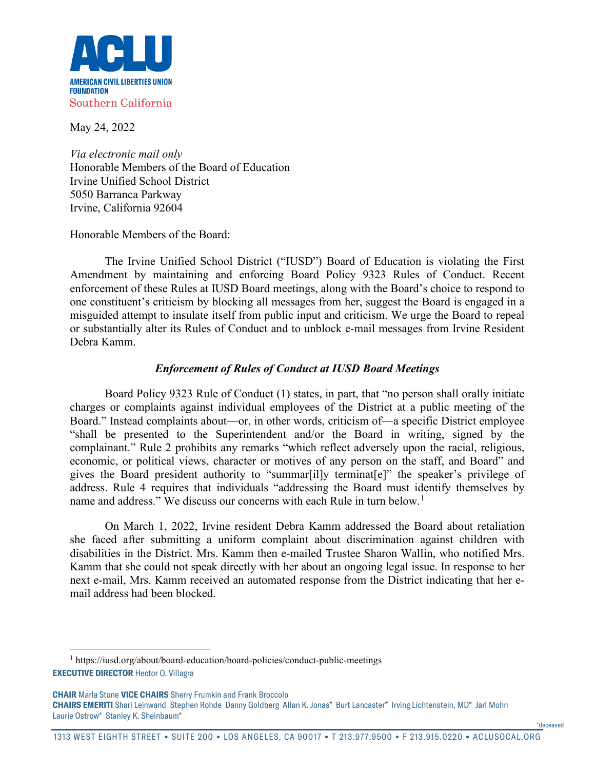**ACLU**

**AMERICAN CIVIL LIBERTIES UNION FOUNDATION**
Southern California

May 24, 2022

*Via electronic mail only*
Honorable Members of the Board of Education
Irvine Unified School District
5050 Barranca Parkway
Irvine, California 92604

Honorable Members of the Board:

The Irvine Unified School District ("IUSD") Board of Education is violating the First Amendment by maintaining and enforcing Board Policy 9323 Rules of Conduct. Recent enforcement of these Rules at IUSD Board meetings, along with the Board's choice to respond to one constituent's criticism by blocking all messages from her, suggest the Board is engaged in a misguided attempt to insulate itself from public input and criticism. We urge the Board to repeal or substantially alter its Rules of Conduct and to unblock e-mail messages from Irvine Resident Debra Kamm.

### *Enforcement of Rules of Conduct at IUSD Board Meetings*

Board Policy 9323 Rule of Conduct (1) states, in part, that "no person shall orally initiate charges or complaints against individual employees of the District at a public meeting of the Board." Instead complaints about—or, in other words, criticism of—a specific District employee "shall be presented to the Superintendent and/or the Board in writing, signed by the complainant." Rule 2 prohibits any remarks "which reflect adversely upon the racial, religious, economic, or political views, character or motives of any person on the staff, and Board" and gives the Board president authority to "summar[il]y terminat[e]" the speaker's privilege of address. Rule 4 requires that individuals "addressing the Board must identify themselves by name and address." We discuss our concerns with each Rule in turn below.[1]

On March 1, 2022, Irvine resident Debra Kamm addressed the Board about retaliation she faced after submitting a uniform complaint about discrimination against children with disabilities in the District. Mrs. Kamm then e-mailed Trustee Sharon Wallin, who notified Mrs. Kamm that she could not speak directly with her about an ongoing legal issue. In response to her next e-mail, Mrs. Kamm received an automated response from the District indicating that her e-mail address had been blocked.

[1] https://iusd.org/about/board-education/board-policies/conduct-public-meetings

**EXECUTIVE DIRECTOR** Hector O. Villagra

**CHAIR** Marla Stone **VICE CHAIRS** Sherry Frumkin and Frank Broccolo
**CHAIRS EMERITI** Shari Leinwand Stephen Rohde Danny Goldberg Allan K. Jonas* Burt Lancaster* Irving Lichtenstein, MD* Jarl Mohn Laurie Ostrow* Stanley K. Sheinbaum*

*deceased

1313 WEST EIGHTH STREET • SUITE 200 • LOS ANGELES, CA 90017 • T 213.977.9500 • F 213.915.0220 • ACLUSOCAL.ORG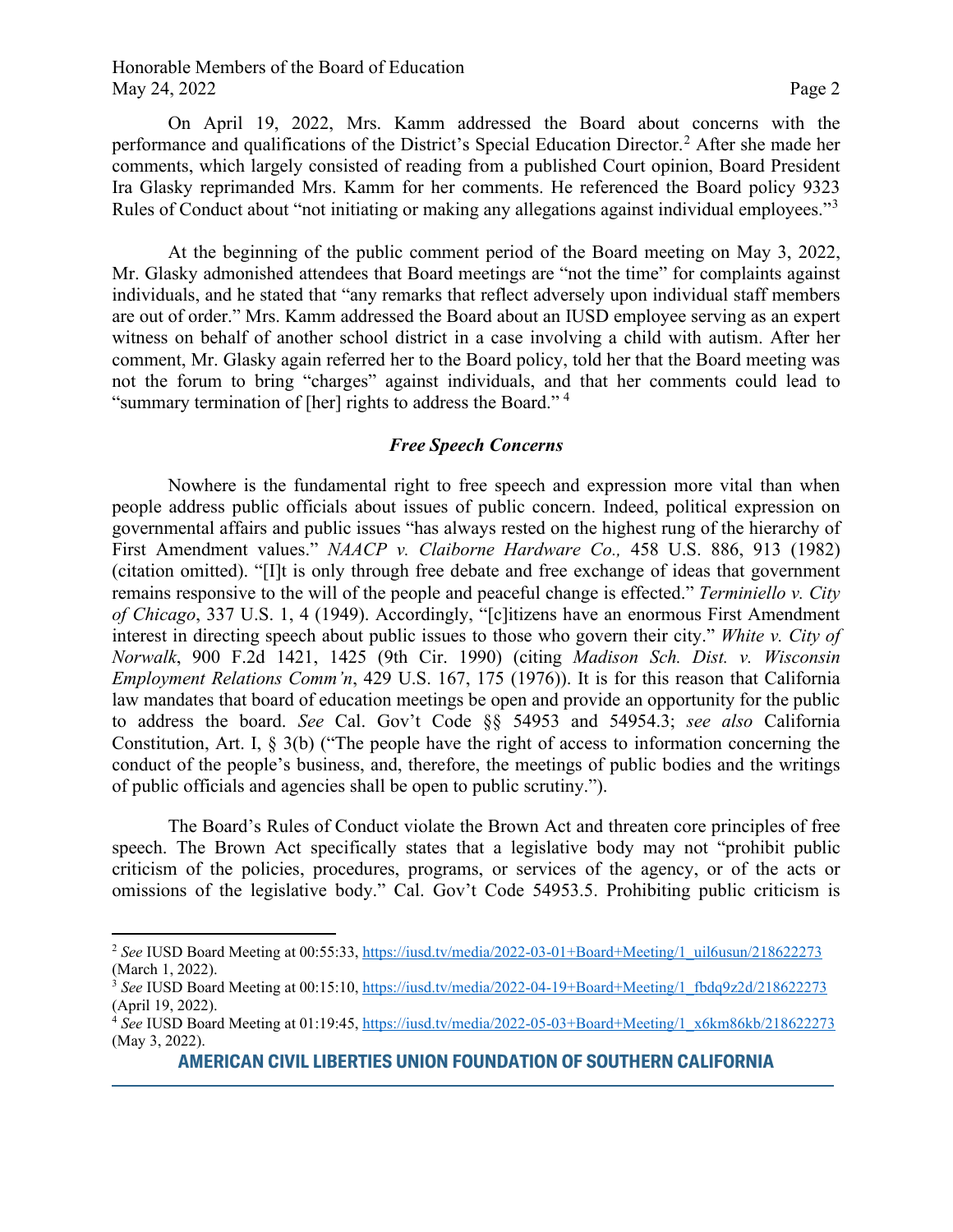On April 19, 2022, Mrs. Kamm addressed the Board about concerns with the performance and qualifications of the District's Special Education Director.[2] After she made her comments, which largely consisted of reading from a published Court opinion, Board President Ira Glasky reprimanded Mrs. Kamm for her comments. He referenced the Board policy 9323 Rules of Conduct about "not initiating or making any allegations against individual employees."[3]

At the beginning of the public comment period of the Board meeting on May 3, 2022, Mr. Glasky admonished attendees that Board meetings are "not the time" for complaints against individuals, and he stated that "any remarks that reflect adversely upon individual staff members are out of order." Mrs. Kamm addressed the Board about an IUSD employee serving as an expert witness on behalf of another school district in a case involving a child with autism. After her comment, Mr. Glasky again referred her to the Board policy, told her that the Board meeting was not the forum to bring "charges" against individuals, and that her comments could lead to "summary termination of [her] rights to address the Board." [4]

### ***Free Speech Concerns***

Nowhere is the fundamental right to free speech and expression more vital than when people address public officials about issues of public concern. Indeed, political expression on governmental affairs and public issues "has always rested on the highest rung of the hierarchy of First Amendment values." *NAACP v. Claiborne Hardware Co.,* 458 U.S. 886, 913 (1982) (citation omitted). "[I]t is only through free debate and free exchange of ideas that government remains responsive to the will of the people and peaceful change is effected." *Terminiello v. City of Chicago*, 337 U.S. 1, 4 (1949). Accordingly, "[c]itizens have an enormous First Amendment interest in directing speech about public issues to those who govern their city." *White v. City of Norwalk*, 900 F.2d 1421, 1425 (9th Cir. 1990) (citing *Madison Sch. Dist. v. Wisconsin Employment Relations Comm'n*, 429 U.S. 167, 175 (1976)). It is for this reason that California law mandates that board of education meetings be open and provide an opportunity for the public to address the board. *See* Cal. Gov't Code §§ 54953 and 54954.3; *see also* California Constitution, Art. I, § 3(b) ("The people have the right of access to information concerning the conduct of the people's business, and, therefore, the meetings of public bodies and the writings of public officials and agencies shall be open to public scrutiny.").

The Board's Rules of Conduct violate the Brown Act and threaten core principles of free speech. The Brown Act specifically states that a legislative body may not "prohibit public criticism of the policies, procedures, programs, or services of the agency, or of the acts or omissions of the legislative body." Cal. Gov't Code 54953.5. Prohibiting public criticism is

---

[2] *See* IUSD Board Meeting at 00:55:33, https://iusd.tv/media/2022-03-01+Board+Meeting/1_uil6usun/218622273 (March 1, 2022).

[3] *See* IUSD Board Meeting at 00:15:10, https://iusd.tv/media/2022-04-19+Board+Meeting/1_fbdq9z2d/218622273 (April 19, 2022).

[4] *See* IUSD Board Meeting at 01:19:45, https://iusd.tv/media/2022-05-03+Board+Meeting/1_x6km86kb/218622273 (May 3, 2022).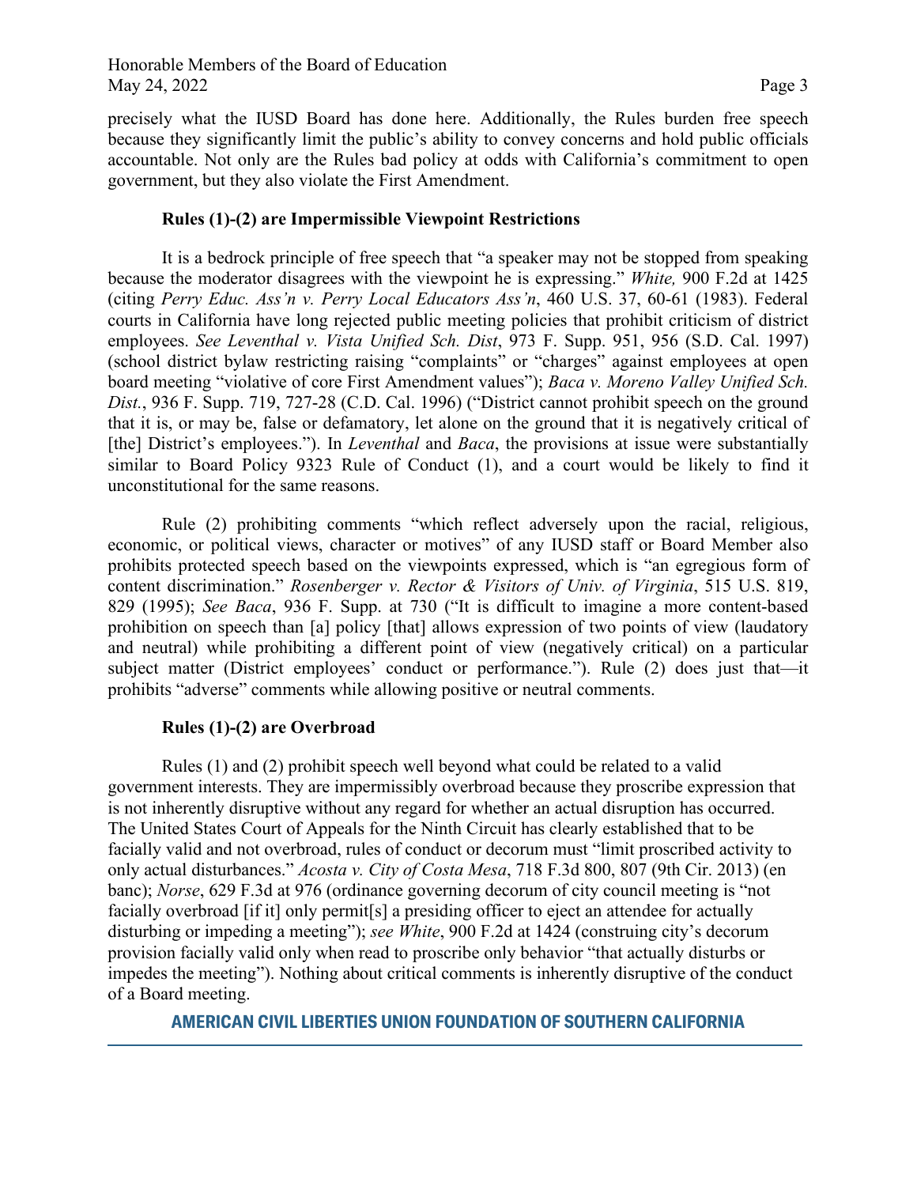precisely what the IUSD Board has done here. Additionally, the Rules burden free speech because they significantly limit the public's ability to convey concerns and hold public officials accountable. Not only are the Rules bad policy at odds with California's commitment to open government, but they also violate the First Amendment.

### Rules (1)-(2) are Impermissible Viewpoint Restrictions

It is a bedrock principle of free speech that "a speaker may not be stopped from speaking because the moderator disagrees with the viewpoint he is expressing." *White,* 900 F.2d at 1425 (citing *Perry Educ. Ass'n v. Perry Local Educators Ass'n*, 460 U.S. 37, 60-61 (1983). Federal courts in California have long rejected public meeting policies that prohibit criticism of district employees. *See Leventhal v. Vista Unified Sch. Dist*, 973 F. Supp. 951, 956 (S.D. Cal. 1997) (school district bylaw restricting raising "complaints" or "charges" against employees at open board meeting "violative of core First Amendment values"); *Baca v. Moreno Valley Unified Sch. Dist.*, 936 F. Supp. 719, 727-28 (C.D. Cal. 1996) ("District cannot prohibit speech on the ground that it is, or may be, false or defamatory, let alone on the ground that it is negatively critical of [the] District's employees."). In *Leventhal* and *Baca*, the provisions at issue were substantially similar to Board Policy 9323 Rule of Conduct (1), and a court would be likely to find it unconstitutional for the same reasons.

Rule (2) prohibiting comments "which reflect adversely upon the racial, religious, economic, or political views, character or motives" of any IUSD staff or Board Member also prohibits protected speech based on the viewpoints expressed, which is "an egregious form of content discrimination." *Rosenberger v. Rector & Visitors of Univ. of Virginia*, 515 U.S. 819, 829 (1995); *See Baca*, 936 F. Supp. at 730 ("It is difficult to imagine a more content-based prohibition on speech than [a] policy [that] allows expression of two points of view (laudatory and neutral) while prohibiting a different point of view (negatively critical) on a particular subject matter (District employees' conduct or performance."). Rule (2) does just that—it prohibits "adverse" comments while allowing positive or neutral comments.

### Rules (1)-(2) are Overbroad

Rules (1) and (2) prohibit speech well beyond what could be related to a valid government interests. They are impermissibly overbroad because they proscribe expression that is not inherently disruptive without any regard for whether an actual disruption has occurred. The United States Court of Appeals for the Ninth Circuit has clearly established that to be facially valid and not overbroad, rules of conduct or decorum must "limit proscribed activity to only actual disturbances." *Acosta v. City of Costa Mesa*, 718 F.3d 800, 807 (9th Cir. 2013) (en banc); *Norse*, 629 F.3d at 976 (ordinance governing decorum of city council meeting is "not facially overbroad [if it] only permit[s] a presiding officer to eject an attendee for actually disturbing or impeding a meeting"); *see White*, 900 F.2d at 1424 (construing city's decorum provision facially valid only when read to proscribe only behavior "that actually disturbs or impedes the meeting"). Nothing about critical comments is inherently disruptive of the conduct of a Board meeting.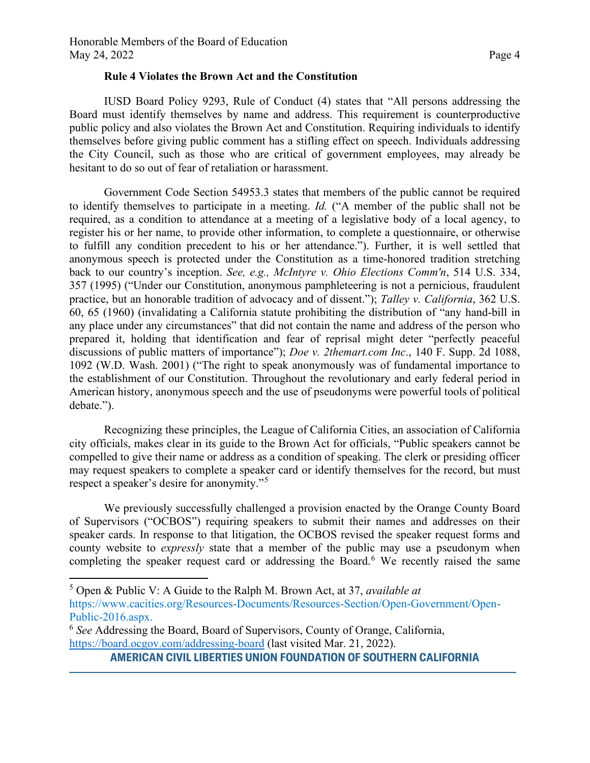**Rule 4 Violates the Brown Act and the Constitution**

IUSD Board Policy 9293, Rule of Conduct (4) states that "All persons addressing the Board must identify themselves by name and address. This requirement is counterproductive public policy and also violates the Brown Act and Constitution. Requiring individuals to identify themselves before giving public comment has a stifling effect on speech. Individuals addressing the City Council, such as those who are critical of government employees, may already be hesitant to do so out of fear of retaliation or harassment.

Government Code Section 54953.3 states that members of the public cannot be required to identify themselves to participate in a meeting. *Id.* ("A member of the public shall not be required, as a condition to attendance at a meeting of a legislative body of a local agency, to register his or her name, to provide other information, to complete a questionnaire, or otherwise to fulfill any condition precedent to his or her attendance."). Further, it is well settled that anonymous speech is protected under the Constitution as a time-honored tradition stretching back to our country's inception. *See, e.g., McIntyre v. Ohio Elections Comm'n*, 514 U.S. 334, 357 (1995) ("Under our Constitution, anonymous pamphleteering is not a pernicious, fraudulent practice, but an honorable tradition of advocacy and of dissent."); *Talley v. California*, 362 U.S. 60, 65 (1960) (invalidating a California statute prohibiting the distribution of "any hand-bill in any place under any circumstances" that did not contain the name and address of the person who prepared it, holding that identification and fear of reprisal might deter "perfectly peaceful discussions of public matters of importance"); *Doe v. 2themart.com Inc*., 140 F. Supp. 2d 1088, 1092 (W.D. Wash. 2001) ("The right to speak anonymously was of fundamental importance to the establishment of our Constitution. Throughout the revolutionary and early federal period in American history, anonymous speech and the use of pseudonyms were powerful tools of political debate.").

Recognizing these principles, the League of California Cities, an association of California city officials, makes clear in its guide to the Brown Act for officials, "Public speakers cannot be compelled to give their name or address as a condition of speaking. The clerk or presiding officer may request speakers to complete a speaker card or identify themselves for the record, but must respect a speaker's desire for anonymity."[5]

We previously successfully challenged a provision enacted by the Orange County Board of Supervisors ("OCBOS") requiring speakers to submit their names and addresses on their speaker cards. In response to that litigation, the OCBOS revised the speaker request forms and county website to *expressly* state that a member of the public may use a pseudonym when completing the speaker request card or addressing the Board.[6] We recently raised the same

---

[5] Open & Public V: A Guide to the Ralph M. Brown Act, at 37, *available at* https://www.cacities.org/Resources-Documents/Resources-Section/Open-Government/Open-Public-2016.aspx.

[6] *See* Addressing the Board, Board of Supervisors, County of Orange, California, https://board.ocgov.com/addressing-board (last visited Mar. 21, 2022).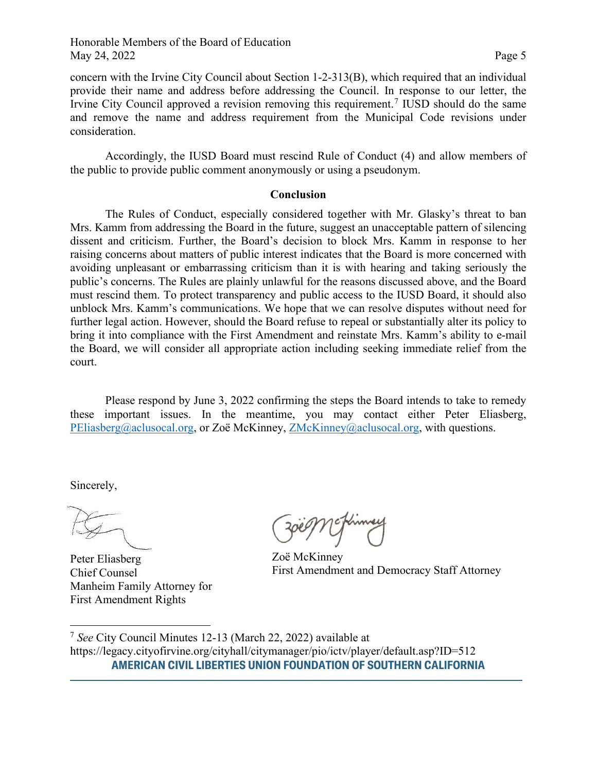concern with the Irvine City Council about Section 1-2-313(B), which required that an individual provide their name and address before addressing the Council. In response to our letter, the Irvine City Council approved a revision removing this requirement.[7] IUSD should do the same and remove the name and address requirement from the Municipal Code revisions under consideration.

Accordingly, the IUSD Board must rescind Rule of Conduct (4) and allow members of the public to provide public comment anonymously or using a pseudonym.

## Conclusion

The Rules of Conduct, especially considered together with Mr. Glasky's threat to ban Mrs. Kamm from addressing the Board in the future, suggest an unacceptable pattern of silencing dissent and criticism. Further, the Board's decision to block Mrs. Kamm in response to her raising concerns about matters of public interest indicates that the Board is more concerned with avoiding unpleasant or embarrassing criticism than it is with hearing and taking seriously the public's concerns. The Rules are plainly unlawful for the reasons discussed above, and the Board must rescind them. To protect transparency and public access to the IUSD Board, it should also unblock Mrs. Kamm's communications. We hope that we can resolve disputes without need for further legal action. However, should the Board refuse to repeal or substantially alter its policy to bring it into compliance with the First Amendment and reinstate Mrs. Kamm's ability to e-mail the Board, we will consider all appropriate action including seeking immediate relief from the court.

Please respond by June 3, 2022 confirming the steps the Board intends to take to remedy these important issues. In the meantime, you may contact either Peter Eliasberg, PEliasberg@aclusocal.org, or Zoë McKinney, ZMcKinney@aclusocal.org, with questions.

Sincerely,

Peter Eliasberg
Chief Counsel
Manheim Family Attorney for
First Amendment Rights

Zoë McKinney
First Amendment and Democracy Staff Attorney

---

[7] *See* City Council Minutes 12-13 (March 22, 2022) available at https://legacy.cityofirvine.org/cityhall/citymanager/pio/ictv/player/default.asp?ID=512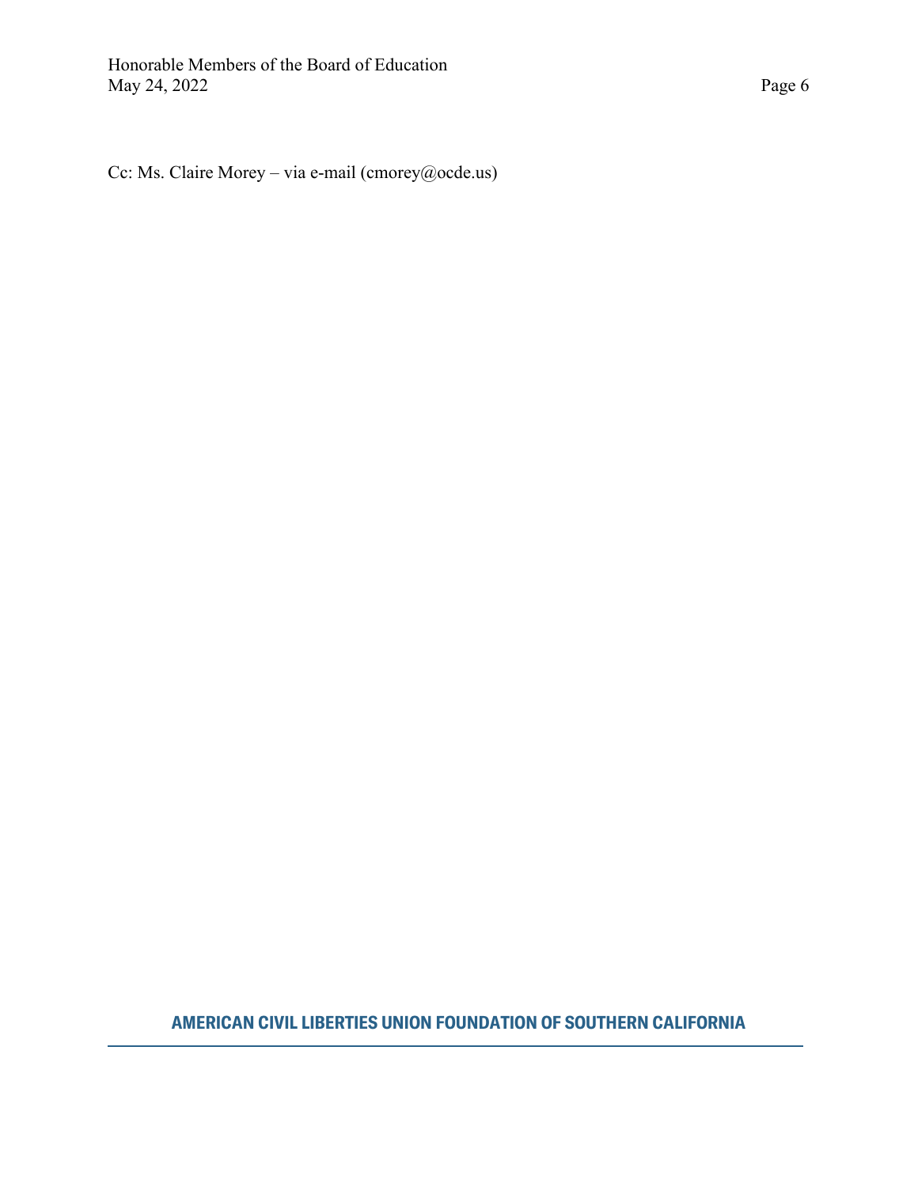Cc: Ms. Claire Morey – via e-mail (cmorey@ocde.us)